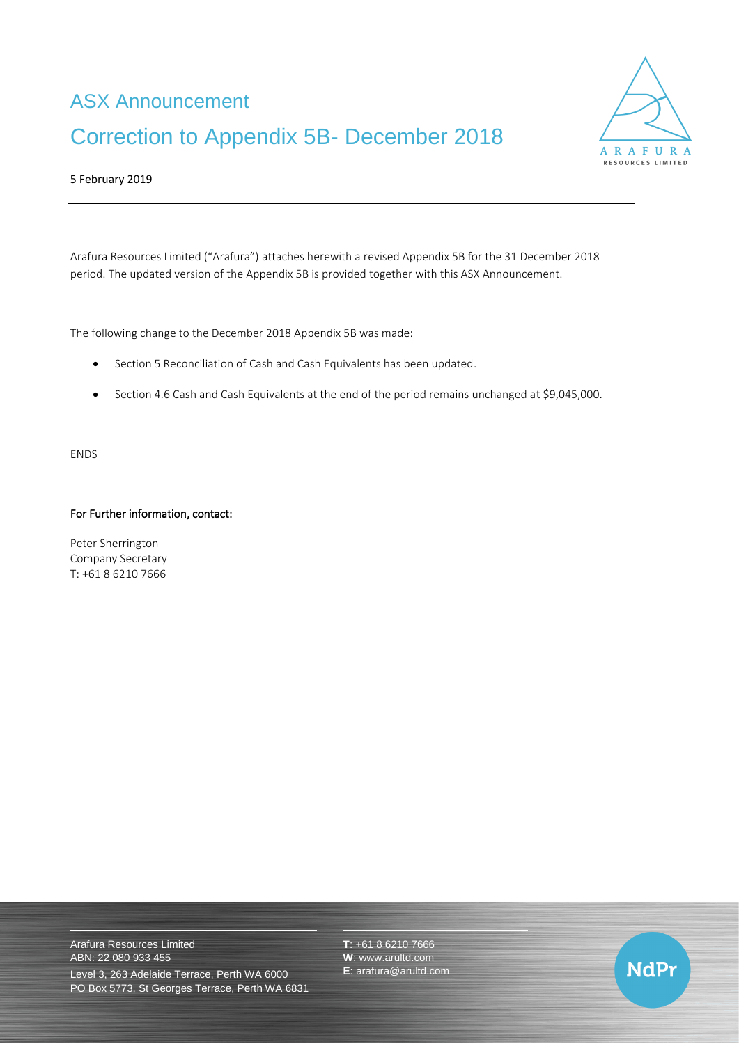# ASX Announcement

## Correction to Appendix 5B- December 2018

5 February 2019

---

Arafura Resources Limited ("Arafura") attaches herewith a revised Appendix 5B for the 31 December 2018 period. The updated version of the Appendix 5B is provided together with this ASX Announcement.

The following change to the December 2018 Appendix 5B was made:

- Section 5 Reconciliation of Cash and Cash Equivalents has been updated.
- Section 4.6 Cash and Cash Equivalents at the end of the period remains unchanged at $9,045,000.

ENDS

**For Further information, contact:**

Peter Sherrington
Company Secretary
T: +61 8 6210 7666

Arafura Resources Limited
ABN: 22 080 933 455
Level 3, 263 Adelaide Terrace, Perth WA 6000
PO Box 5773, St Georges Terrace, Perth WA 6831

**T**: +61 8 6210 7666
**W**: www.arultd.com
**E**: arafura@arultd.com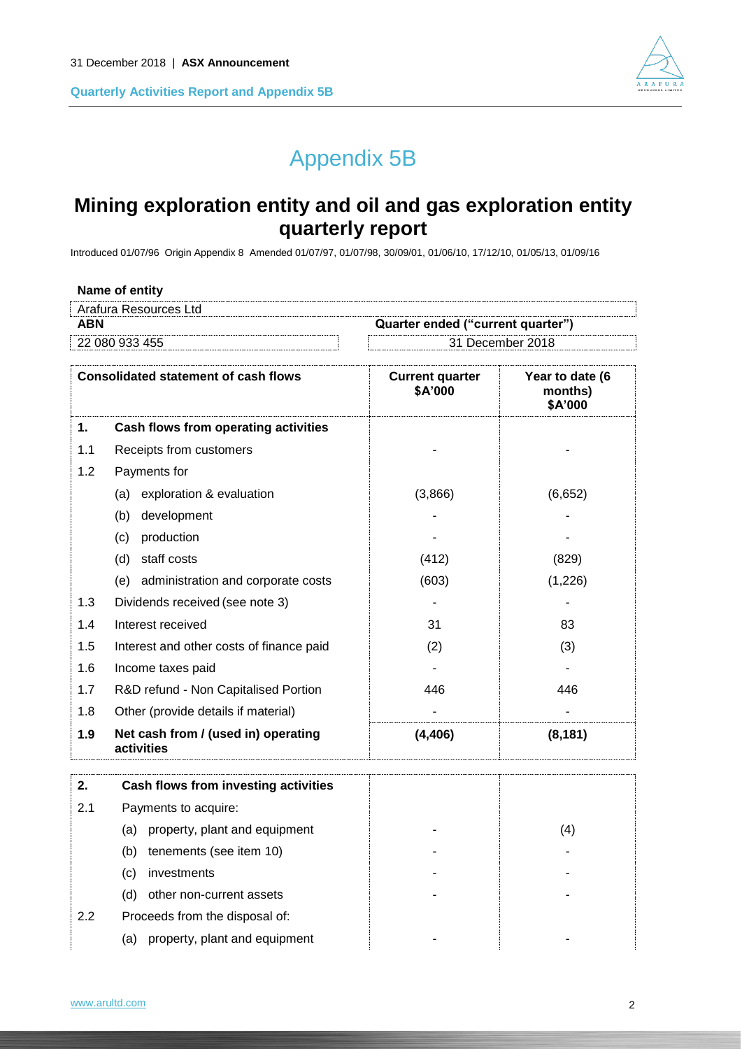# Appendix 5B

## Mining exploration entity and oil and gas exploration entity quarterly report

Introduced 01/07/96 Origin Appendix 8 Amended 01/07/97, 01/07/98, 30/09/01, 01/06/10, 17/12/10, 01/05/13, 01/09/16

**Name of entity**

| Arafura Resources Ltd | |
|---|---|
| **ABN** | **Quarter ended ("current quarter")** |
| 22 080 933 455 | 31 December 2018 |

| | Consolidated statement of cash flows | Current quarter $A'000 | Year to date (6 months) $A'000 |
|---|---|---|---|
| **1.** | **Cash flows from operating activities** | | |
| 1.1 | Receipts from customers | - | - |
| 1.2 | Payments for | | |
| | (a) exploration & evaluation | (3,866) | (6,652) |
| | (b) development | - | - |
| | (c) production | - | - |
| | (d) staff costs | (412) | (829) |
| | (e) administration and corporate costs | (603) | (1,226) |
| 1.3 | Dividends received (see note 3) | - | - |
| 1.4 | Interest received | 31 | 83 |
| 1.5 | Interest and other costs of finance paid | (2) | (3) |
| 1.6 | Income taxes paid | - | - |
| 1.7 | R&D refund - Non Capitalised Portion | 446 | 446 |
| 1.8 | Other (provide details if material) | - | - |
| **1.9** | **Net cash from / (used in) operating activities** | **(4,406)** | **(8,181)** |

| | | | |
|---|---|---|---|
| **2.** | **Cash flows from investing activities** | | |
| 2.1 | Payments to acquire: | | |
| | (a) property, plant and equipment | - | (4) |
| | (b) tenements (see item 10) | - | - |
| | (c) investments | - | - |
| | (d) other non-current assets | - | - |
| 2.2 | Proceeds from the disposal of: | | |
| | (a) property, plant and equipment | - | - |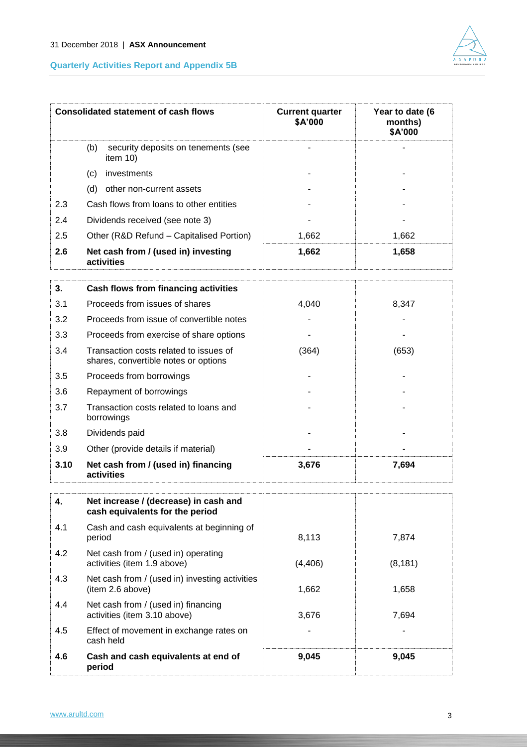| | Consolidated statement of cash flows | Current quarter $A'000 | Year to date (6 months) $A'000 |
|---|---|---|---|
| | (b) security deposits on tenements (see item 10) | - | - |
| | (c) investments | - | - |
| | (d) other non-current assets | - | - |
| 2.3 | Cash flows from loans to other entities | - | - |
| 2.4 | Dividends received (see note 3) | - | - |
| 2.5 | Other (R&D Refund – Capitalised Portion) | 1,662 | 1,662 |
| **2.6** | **Net cash from / (used in) investing activities** | **1,662** | **1,658** |
| **3.** | **Cash flows from financing activities** | | |
| 3.1 | Proceeds from issues of shares | 4,040 | 8,347 |
| 3.2 | Proceeds from issue of convertible notes | - | - |
| 3.3 | Proceeds from exercise of share options | - | - |
| 3.4 | Transaction costs related to issues of shares, convertible notes or options | (364) | (653) |
| 3.5 | Proceeds from borrowings | - | - |
| 3.6 | Repayment of borrowings | - | - |
| 3.7 | Transaction costs related to loans and borrowings | - | - |
| 3.8 | Dividends paid | - | - |
| 3.9 | Other (provide details if material) | - | - |
| **3.10** | **Net cash from / (used in) financing activities** | **3,676** | **7,694** |
| **4.** | **Net increase / (decrease) in cash and cash equivalents for the period** | | |
| 4.1 | Cash and cash equivalents at beginning of period | 8,113 | 7,874 |
| 4.2 | Net cash from / (used in) operating activities (item 1.9 above) | (4,406) | (8,181) |
| 4.3 | Net cash from / (used in) investing activities (item 2.6 above) | 1,662 | 1,658 |
| 4.4 | Net cash from / (used in) financing activities (item 3.10 above) | 3,676 | 7,694 |
| 4.5 | Effect of movement in exchange rates on cash held | - | - |
| **4.6** | **Cash and cash equivalents at end of period** | **9,045** | **9,045** |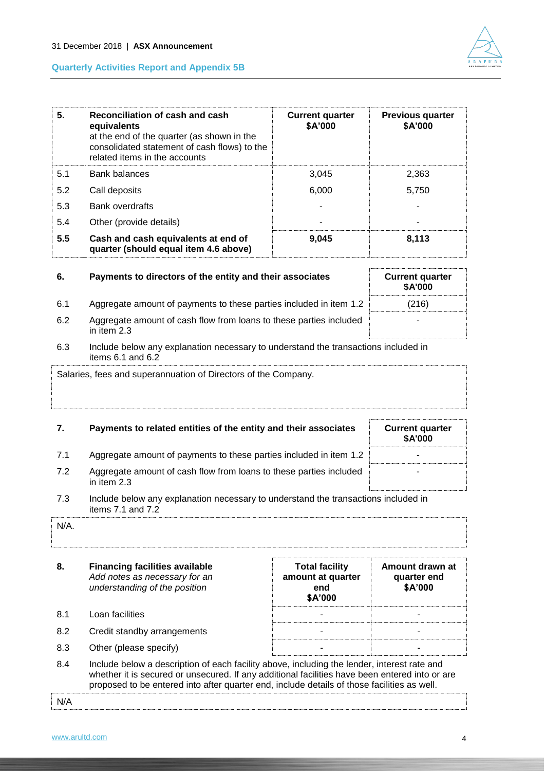| 5. | Reconciliation of cash and cash equivalents at the end of the quarter (as shown in the consolidated statement of cash flows) to the related items in the accounts | Current quarter $A'000 | Previous quarter $A'000 |
|---|---|---|---|
| 5.1 | Bank balances | 3,045 | 2,363 |
| 5.2 | Call deposits | 6,000 | 5,750 |
| 5.3 | Bank overdrafts | - | - |
| 5.4 | Other (provide details) | - | - |
| **5.5** | **Cash and cash equivalents at end of quarter (should equal item 4.6 above)** | **9,045** | **8,113** |

| 6. | Payments to directors of the entity and their associates | Current quarter $A'000 |
|---|---|---|
| 6.1 | Aggregate amount of payments to these parties included in item 1.2 | (216) |
| 6.2 | Aggregate amount of cash flow from loans to these parties included in item 2.3 | - |

6.3 Include below any explanation necessary to understand the transactions included in items 6.1 and 6.2

Salaries, fees and superannuation of Directors of the Company.

| 7. | Payments to related entities of the entity and their associates | Current quarter $A'000 |
|---|---|---|
| 7.1 | Aggregate amount of payments to these parties included in item 1.2 | - |
| 7.2 | Aggregate amount of cash flow from loans to these parties included in item 2.3 | - |

7.3 Include below any explanation necessary to understand the transactions included in items 7.1 and 7.2

N/A.

| 8. | Financing facilities available *Add notes as necessary for an understanding of the position* | Total facility amount at quarter end $A'000 | Amount drawn at quarter end $A'000 |
|---|---|---|---|
| 8.1 | Loan facilities | - | - |
| 8.2 | Credit standby arrangements | - | - |
| 8.3 | Other (please specify) | - | - |

8.4 Include below a description of each facility above, including the lender, interest rate and whether it is secured or unsecured. If any additional facilities have been entered into or are proposed to be entered into after quarter end, include details of those facilities as well.

N/A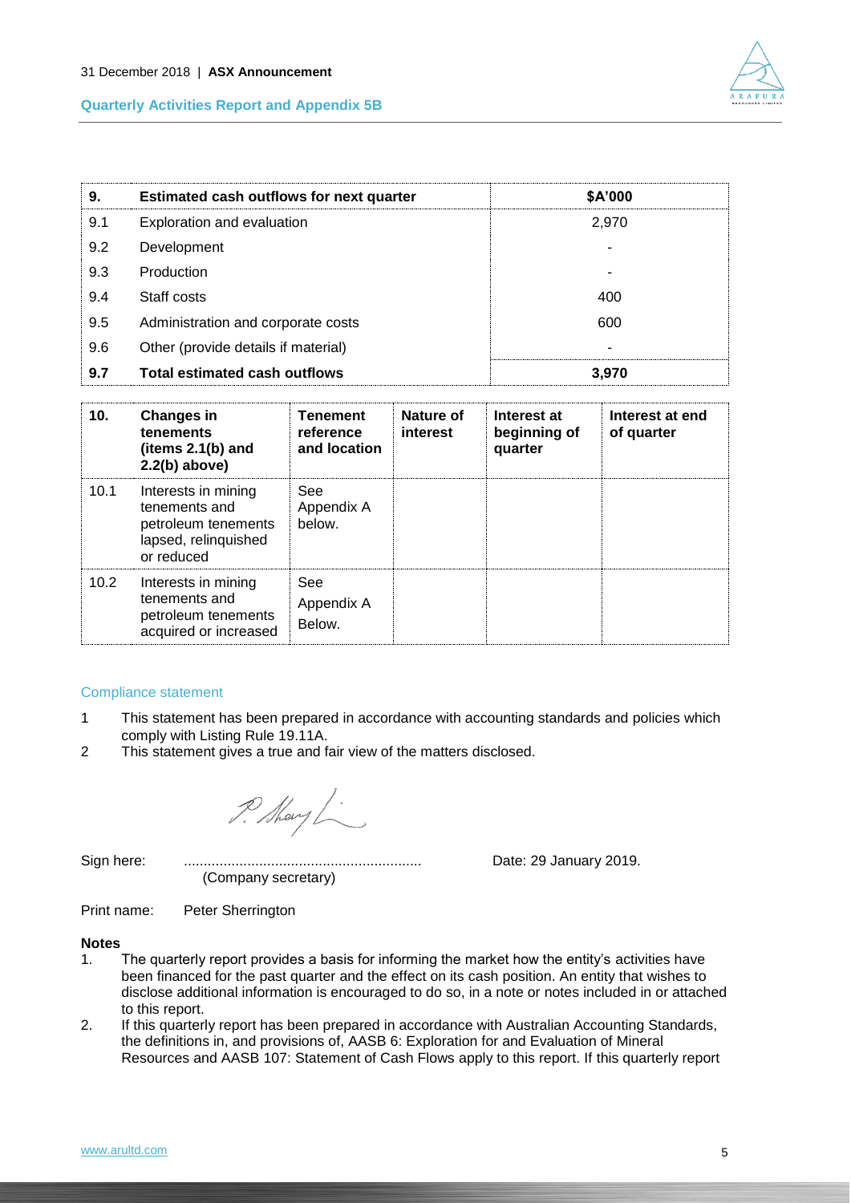| 9. | Estimated cash outflows for next quarter | $A'000 |
|---|---|---|
| 9.1 | Exploration and evaluation | 2,970 |
| 9.2 | Development | - |
| 9.3 | Production | - |
| 9.4 | Staff costs | 400 |
| 9.5 | Administration and corporate costs | 600 |
| 9.6 | Other (provide details if material) | - |
| **9.7** | **Total estimated cash outflows** | **3,970** |

| 10. | Changes in tenements (items 2.1(b) and 2.2(b) above) | Tenement reference and location | Nature of interest | Interest at beginning of quarter | Interest at end of quarter |
|---|---|---|---|---|---|
| 10.1 | Interests in mining tenements and petroleum tenements lapsed, relinquished or reduced | See Appendix A below. | | | |
| 10.2 | Interests in mining tenements and petroleum tenements acquired or increased | See Appendix A Below. | | | |

## Compliance statement

1 This statement has been prepared in accordance with accounting standards and policies which comply with Listing Rule 19.11A.

2 This statement gives a true and fair view of the matters disclosed.

Sign here: ............................................................ (Company secretary) Date: 29 January 2019.

Print name: Peter Sherrington

**Notes**

1. The quarterly report provides a basis for informing the market how the entity's activities have been financed for the past quarter and the effect on its cash position. An entity that wishes to disclose additional information is encouraged to do so, in a note or notes included in or attached to this report.
2. If this quarterly report has been prepared in accordance with Australian Accounting Standards, the definitions in, and provisions of, AASB 6: Exploration for and Evaluation of Mineral Resources and AASB 107: Statement of Cash Flows apply to this report. If this quarterly report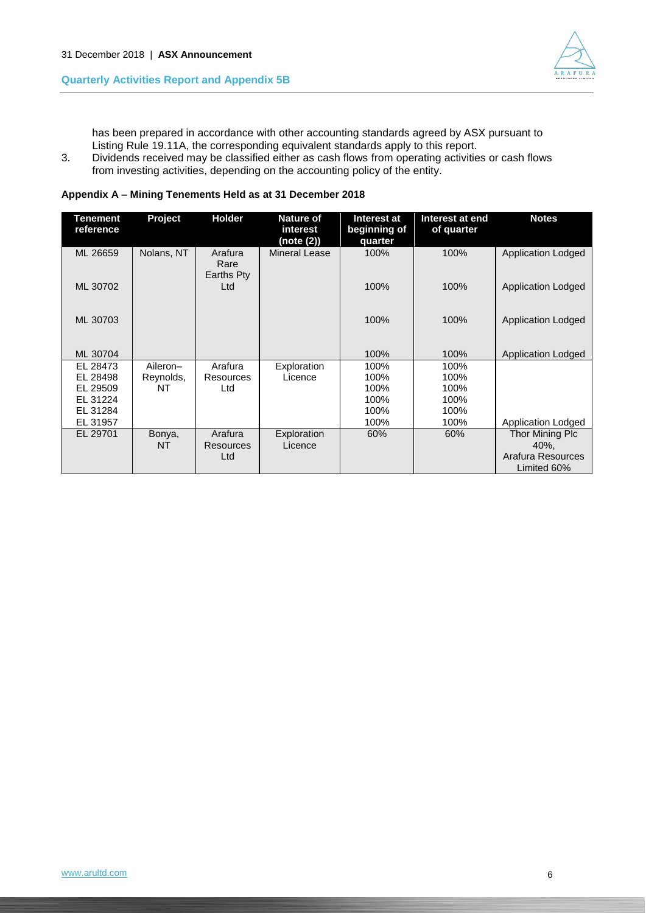has been prepared in accordance with other accounting standards agreed by ASX pursuant to Listing Rule 19.11A, the corresponding equivalent standards apply to this report.

3. Dividends received may be classified either as cash flows from operating activities or cash flows from investing activities, depending on the accounting policy of the entity.

**Appendix A – Mining Tenements Held as at 31 December 2018**

| Tenement reference | Project | Holder | Nature of interest (note (2)) | Interest at beginning of quarter | Interest at end of quarter | Notes |
|---|---|---|---|---|---|---|
| ML 26659 | Nolans, NT | Arafura Rare Earths Pty Ltd | Mineral Lease | 100% | 100% | Application Lodged |
| ML 30702 | | | | 100% | 100% | Application Lodged |
| ML 30703 | | | | 100% | 100% | Application Lodged |
| ML 30704 | | | | 100% | 100% | Application Lodged |
| EL 28473 | Aileron–Reynolds, NT | Arafura Resources Ltd | Exploration Licence | 100% | 100% | |
| EL 28498 | | | | 100% | 100% | |
| EL 29509 | | | | 100% | 100% | |
| EL 31224 | | | | 100% | 100% | |
| EL 31284 | | | | 100% | 100% | |
| EL 31957 | | | | 100% | 100% | Application Lodged |
| EL 29701 | Bonya, NT | Arafura Resources Ltd | Exploration Licence | 60% | 60% | Thor Mining Plc 40%, Arafura Resources Limited 60% |